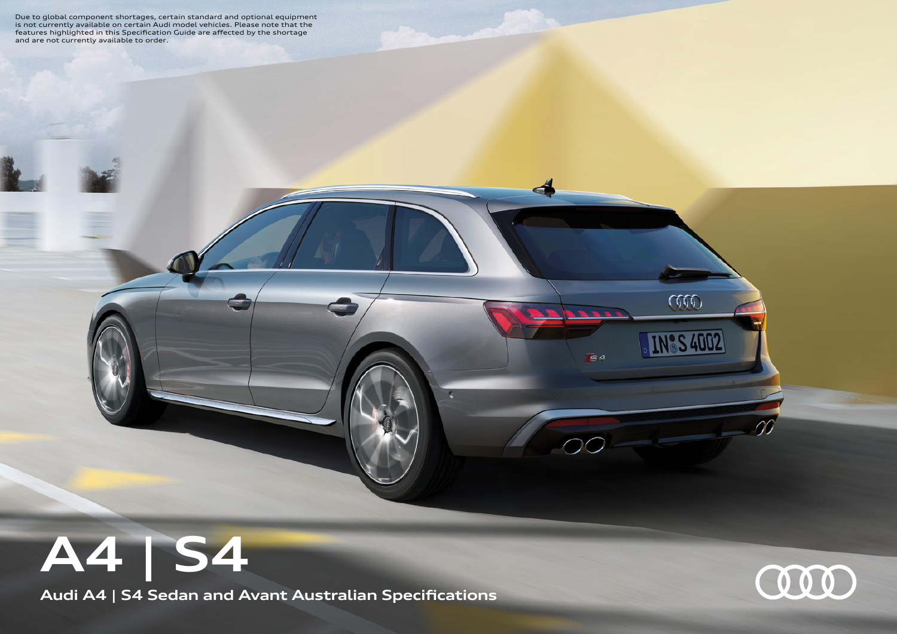Due to global component shortages, certain standard and optional equipment is not currently available on certain Audi model vehicles. Please note that the features highlighted in this Specification Guide are affected by the shortage and are not currently available to order.

# A4 | S4

## Audi A4 | S4 Sedan and Avant Australian Specifications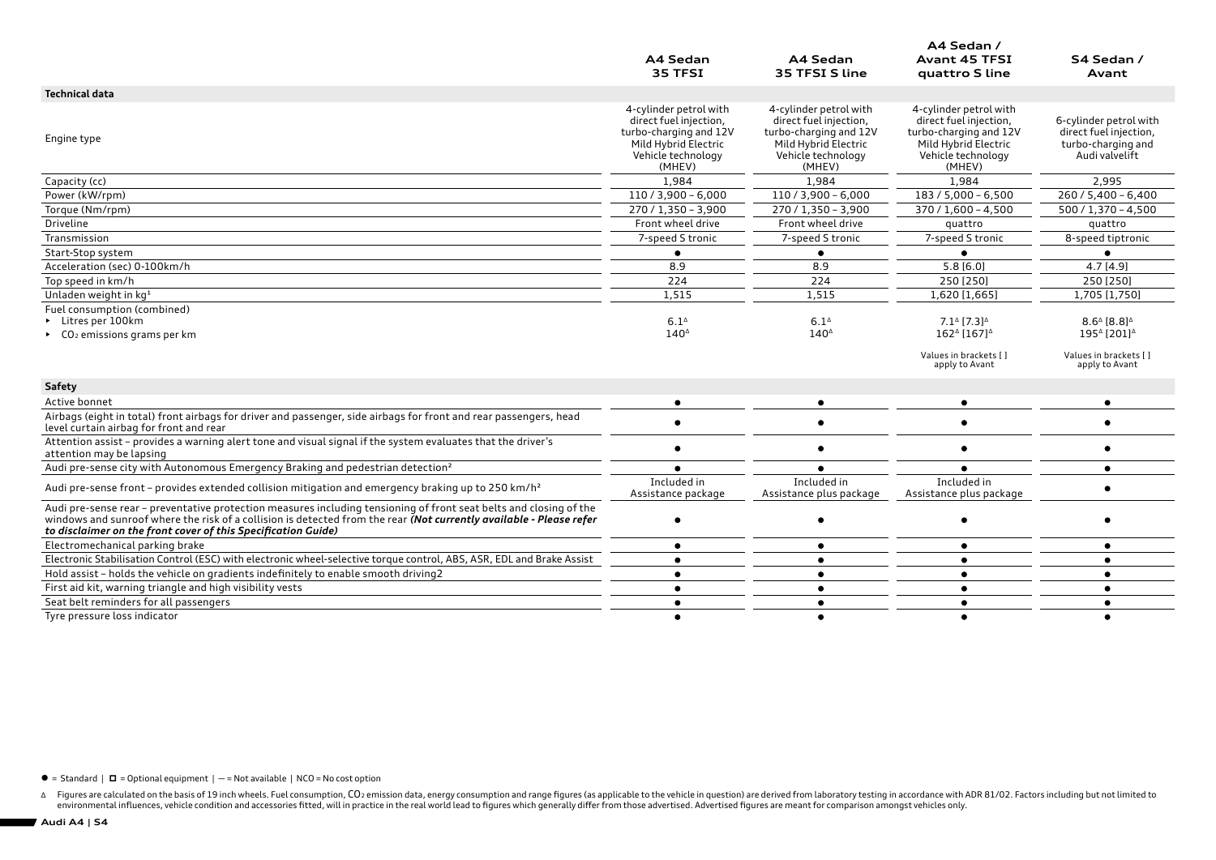| | A4 Sedan 35 TFSI | A4 Sedan 35 TFSI S line | A4 Sedan / Avant 45 TFSI quattro S line | S4 Sedan / Avant |
|---|---|---|---|---|
| **Technical data** | | | | |
| Engine type | 4-cylinder petrol with direct fuel injection, turbo-charging and 12V Mild Hybrid Electric Vehicle technology (MHEV) | 4-cylinder petrol with direct fuel injection, turbo-charging and 12V Mild Hybrid Electric Vehicle technology (MHEV) | 4-cylinder petrol with direct fuel injection, turbo-charging and 12V Mild Hybrid Electric Vehicle technology (MHEV) | 6-cylinder petrol with direct fuel injection, turbo-charging and Audi valvelift |
| Capacity (cc) | 1,984 | 1,984 | 1,984 | 2,995 |
| Power (kW/rpm) | 110 / 3,900 – 6,000 | 110 / 3,900 – 6,000 | 183 / 5,000 – 6,500 | 260 / 5,400 – 6,400 |
| Torque (Nm/rpm) | 270 / 1,350 – 3,900 | 270 / 1,350 – 3,900 | 370 / 1,600 – 4,500 | 500 / 1,370 – 4,500 |
| Driveline | Front wheel drive | Front wheel drive | quattro | quattro |
| Transmission | 7-speed S tronic | 7-speed S tronic | 7-speed S tronic | 8-speed tiptronic |
| Start-Stop system | ● | ● | ● | ● |
| Acceleration (sec) 0-100km/h | 8.9 | 8.9 | 5.8 [6.0] | 4.7 [4.9] |
| Top speed in km/h | 224 | 224 | 250 [250] | 250 [250] |
| Unladen weight in kg[1] | 1,515 | 1,515 | 1,620 [1,665] | 1,705 [1,750] |
| Fuel consumption (combined) ▸ Litres per 100km | 6.1[Δ] | 6.1[Δ] | 7.1[Δ] [7.3][Δ] | 8.6[Δ] [8.8][Δ] |
| ▸ $CO_2$ emissions grams per km | 140[Δ] | 140[Δ] | 162[Δ] [167][Δ] | 195[Δ] [201][Δ] |
| | | | Values in brackets [ ] apply to Avant | Values in brackets [ ] apply to Avant |
| **Safety** | | | | |
| Active bonnet | ● | ● | ● | ● |
| Airbags (eight in total) front airbags for driver and passenger, side airbags for front and rear passengers, head level curtain airbag for front and rear | ● | ● | ● | ● |
| Attention assist – provides a warning alert tone and visual signal if the system evaluates that the driver's attention may be lapsing | ● | ● | ● | ● |
| Audi pre-sense city with Autonomous Emergency Braking and pedestrian detection[2] | ● | ● | ● | ● |
| Audi pre-sense front – provides extended collision mitigation and emergency braking up to 250 km/h[2] | Included in Assistance package | Included in Assistance plus package | Included in Assistance plus package | ● |
| Audi pre-sense rear – preventative protection measures including tensioning of front seat belts and closing of the windows and sunroof where the risk of a collision is detected from the rear ***(Not currently available - Please refer to disclaimer on the front cover of this Specification Guide)*** | ● | ● | ● | ● |
| Electromechanical parking brake | ● | ● | ● | ● |
| Electronic Stabilisation Control (ESC) with electronic wheel-selective torque control, ABS, ASR, EDL and Brake Assist | ● | ● | ● | ● |
| Hold assist – holds the vehicle on gradients indefinitely to enable smooth driving2 | ● | ● | ● | ● |
| First aid kit, warning triangle and high visibility vests | ● | ● | ● | ● |
| Seat belt reminders for all passengers | ● | ● | ● | ● |
| Tyre pressure loss indicator | ● | ● | ● | ● |

● = Standard | ◻ = Optional equipment | – = Not available | NCO = No cost option

Δ Figures are calculated on the basis of 19 inch wheels. Fuel consumption, $CO_2$ emission data, energy consumption and range figures (as applicable to the vehicle in question) are derived from laboratory testing in accordance with ADR 81/02. Factors including but not limited to environmental influences, vehicle condition and accessories fitted, will in practice in the real world lead to figures which generally differ from those advertised. Advertised figures are meant for comparison amongst vehicles only.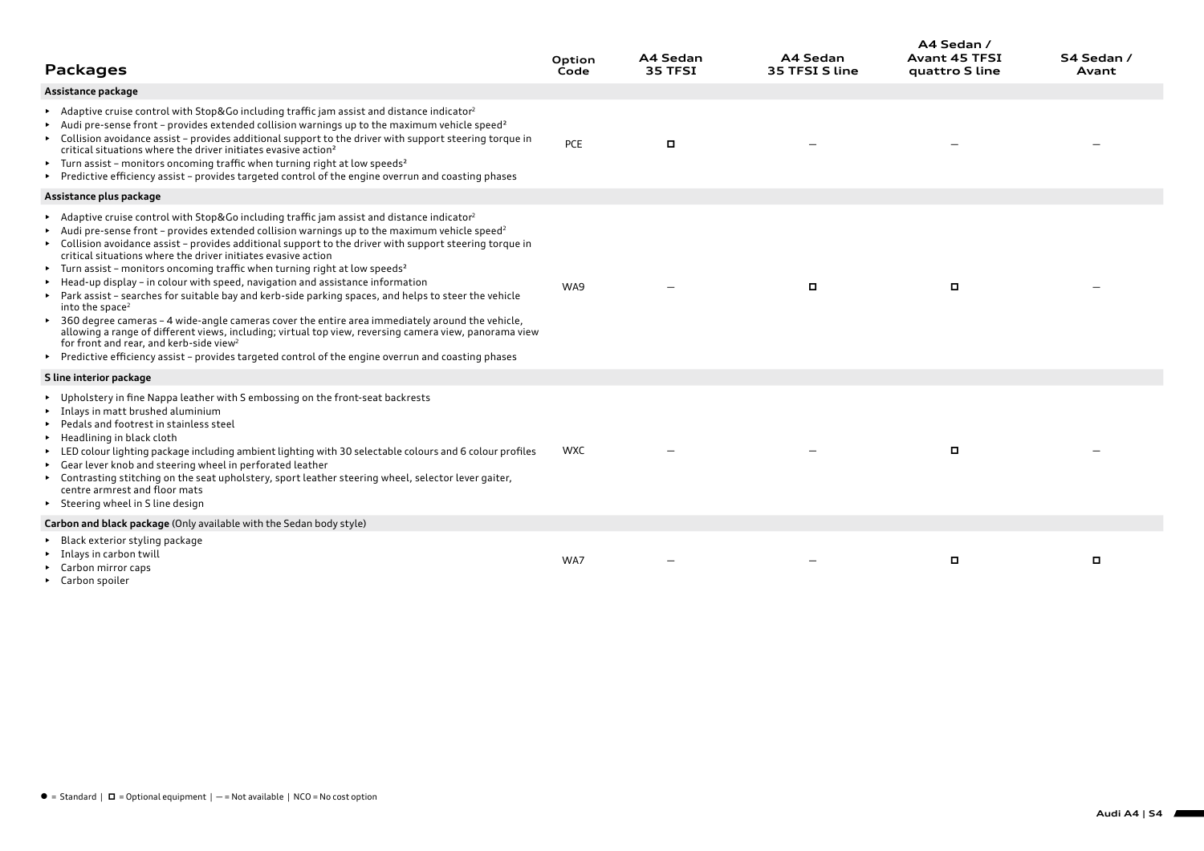| Packages | Option Code | A4 Sedan 35 TFSI | A4 Sedan 35 TFSI S line | A4 Sedan / Avant 45 TFSI quattro S line | S4 Sedan / Avant |
|---|---|---|---|---|---|
| **Assistance package** | | | | | |
| ▸ Adaptive cruise control with Stop&Go including traffic jam assist and distance indicator[2]<br>▸ Audi pre-sense front – provides extended collision warnings up to the maximum vehicle speed[2]<br>▸ Collision avoidance assist – provides additional support to the driver with support steering torque in critical situations where the driver initiates evasive action[2]<br>▸ Turn assist – monitors oncoming traffic when turning right at low speeds[2]<br>▸ Predictive efficiency assist – provides targeted control of the engine overrun and coasting phases | PCE | □ | – | – | – |
| **Assistance plus package** | | | | | |
| ▸ Adaptive cruise control with Stop&Go including traffic jam assist and distance indicator[2]<br>▸ Audi pre-sense front – provides extended collision warnings up to the maximum vehicle speed[2]<br>▸ Collision avoidance assist – provides additional support to the driver with support steering torque in critical situations where the driver initiates evasive action<br>▸ Turn assist – monitors oncoming traffic when turning right at low speeds[2]<br>▸ Head-up display – in colour with speed, navigation and assistance information<br>▸ Park assist – searches for suitable bay and kerb-side parking spaces, and helps to steer the vehicle into the space[2]<br>▸ 360 degree cameras – 4 wide-angle cameras cover the entire area immediately around the vehicle, allowing a range of different views, including; virtual top view, reversing camera view, panorama view for front and rear, and kerb-side view[2]<br>▸ Predictive efficiency assist – provides targeted control of the engine overrun and coasting phases | WA9 | – | □ | □ | – |
| **S line interior package** | | | | | |
| ▸ Upholstery in fine Nappa leather with S embossing on the front-seat backrests<br>▸ Inlays in matt brushed aluminium<br>▸ Pedals and footrest in stainless steel<br>▸ Headlining in black cloth<br>▸ LED colour lighting package including ambient lighting with 30 selectable colours and 6 colour profiles<br>▸ Gear lever knob and steering wheel in perforated leather<br>▸ Contrasting stitching on the seat upholstery, sport leather steering wheel, selector lever gaiter, centre armrest and floor mats<br>▸ Steering wheel in S line design | WXC | – | – | □ | – |
| **Carbon and black package** (Only available with the Sedan body style) | | | | | |
| ▸ Black exterior styling package<br>▸ Inlays in carbon twill<br>▸ Carbon mirror caps<br>▸ Carbon spoiler | WA7 | – | – | □ | □ |

● = Standard | □ = Optional equipment | – = Not available | NCO = No cost option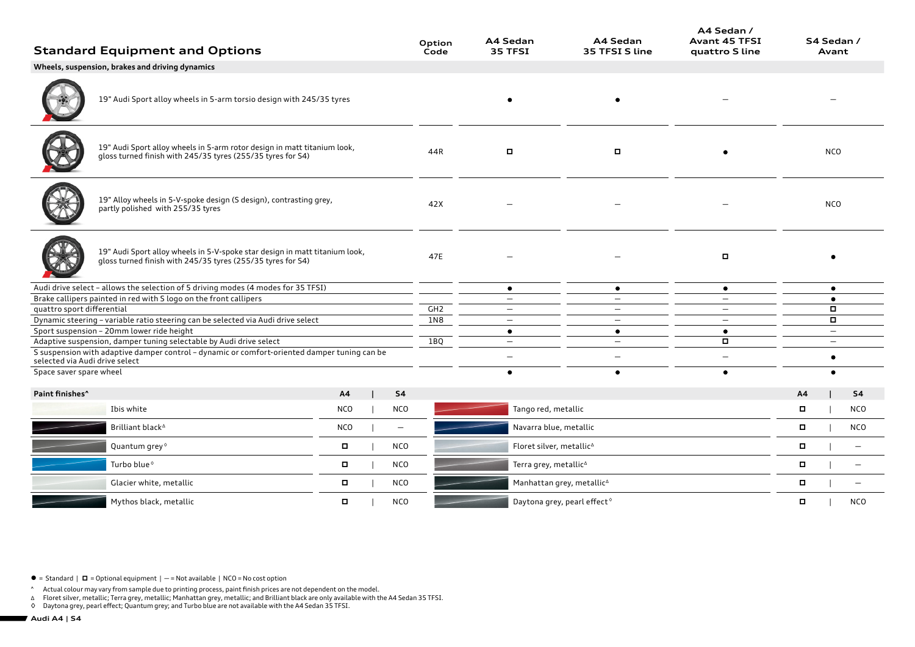## Standard Equipment and Options

| Wheels, suspension, brakes and driving dynamics | Option Code | A4 Sedan 35 TFSI | A4 Sedan 35 TFSI S line | A4 Sedan / Avant 45 TFSI quattro S line | S4 Sedan / Avant |
|---|---|---|---|---|---|
| 19" Audi Sport alloy wheels in 5-arm torsio design with 245/35 tyres | | ● | ● | – | – |
| 19" Audi Sport alloy wheels in 5-arm rotor design in matt titanium look, gloss turned finish with 245/35 tyres (255/35 tyres for S4) | 44R | ◻ | ◻ | ● | NCO |
| 19" Alloy wheels in 5-V-spoke design (S design), contrasting grey, partly polished with 255/35 tyres | 42X | – | – | – | NCO |
| 19" Audi Sport alloy wheels in 5-V-spoke star design in matt titanium look, gloss turned finish with 245/35 tyres (255/35 tyres for S4) | 47E | – | – | ◻ | ● |
| Audi drive select – allows the selection of 5 driving modes (4 modes for 35 TFSI) | | ● | ● | ● | ● |
| Brake callipers painted in red with S logo on the front callipers | | – | – | – | ● |
| quattro sport differential | GH2 | – | – | – | ◻ |
| Dynamic steering – variable ratio steering can be selected via Audi drive select | 1N8 | – | – | – | ◻ |
| Sport suspension – 20mm lower ride height | | ● | ● | ● | – |
| Adaptive suspension, damper tuning selectable by Audi drive select | 1BQ | – | – | ◻ | – |
| S suspension with adaptive damper control – dynamic or comfort-oriented damper tuning can be selected via Audi drive select | | – | – | – | ● |
| Space saver spare wheel | | ● | ● | ● | ● |

| Paint finishes^ | A4 | S4 |
|---|---|---|
| Ibis white | NCO | NCO |
| Brilliant black∆ | NCO | – |
| Quantum grey◊ | ◻ | NCO |
| Turbo blue◊ | ◻ | NCO |
| Glacier white, metallic | ◻ | NCO |
| Mythos black, metallic | ◻ | NCO |
| Tango red, metallic | ◻ | NCO |
| Navarra blue, metallic | ◻ | NCO |
| Floret silver, metallic∆ | ◻ | – |
| Terra grey, metallic∆ | ◻ | – |
| Manhattan grey, metallic∆ | ◻ | – |
| Daytona grey, pearl effect◊ | ◻ | NCO |

● = Standard | ◻ = Optional equipment | – = Not available | NCO = No cost option

^ Actual colour may vary from sample due to printing process, paint finish prices are not dependent on the model.
∆ Floret silver, metallic; Terra grey, metallic; Manhattan grey, metallic; and Brilliant black are only available with the A4 Sedan 35 TFSI.
◊ Daytona grey, pearl effect; Quantum grey; and Turbo blue are not available with the A4 Sedan 35 TFSI.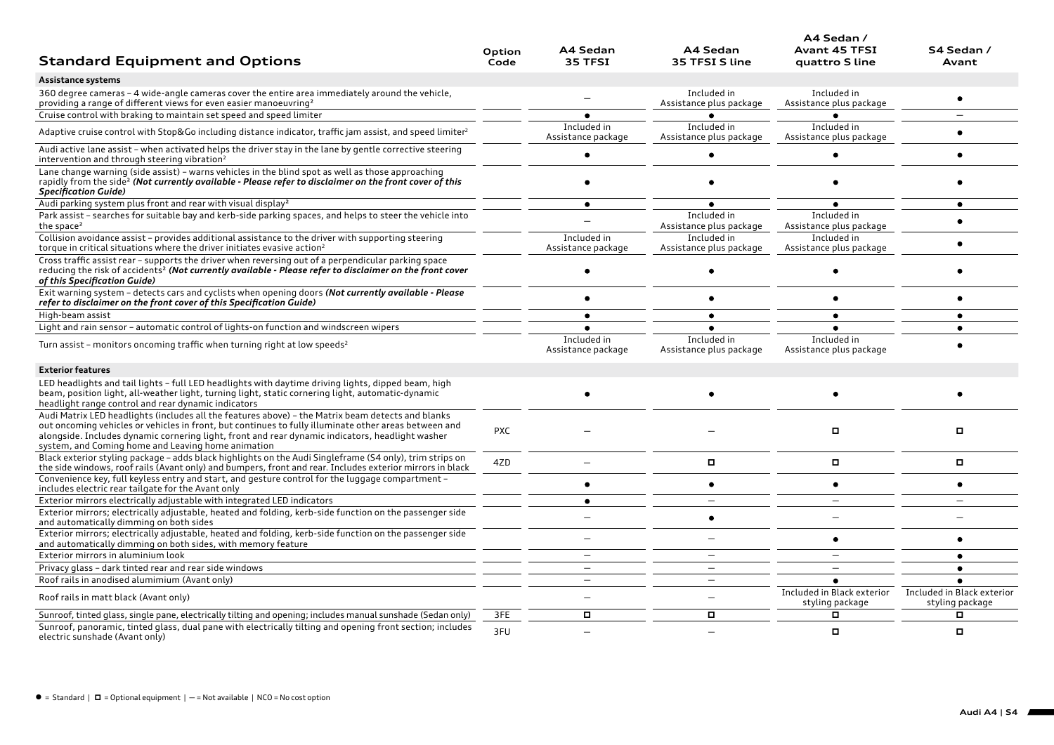## Standard Equipment and Options

| Standard Equipment and Options | Option Code | A4 Sedan 35 TFSI | A4 Sedan 35 TFSI S line | A4 Sedan / Avant 45 TFSI quattro S line | S4 Sedan / Avant |
|---|---|---|---|---|---|
| **Assistance systems** | | | | | |
| 360 degree cameras – 4 wide-angle cameras cover the entire area immediately around the vehicle, providing a range of different views for even easier manoeuvring² | | – | Included in Assistance plus package | Included in Assistance plus package | ● |
| Cruise control with braking to maintain set speed and speed limiter | | ● | ● | ● | – |
| Adaptive cruise control with Stop&Go including distance indicator, traffic jam assist, and speed limiter² | | Included in Assistance package | Included in Assistance plus package | Included in Assistance plus package | ● |
| Audi active lane assist – when activated helps the driver stay in the lane by gentle corrective steering intervention and through steering vibration² | | ● | ● | ● | ● |
| Lane change warning (side assist) – warns vehicles in the blind spot as well as those approaching rapidly from the side² ***(Not currently available - Please refer to disclaimer on the front cover of this Specification Guide)*** | | ● | ● | ● | ● |
| Audi parking system plus front and rear with visual display² | | ● | ● | ● | ● |
| Park assist – searches for suitable bay and kerb-side parking spaces, and helps to steer the vehicle into the space² | | – | Included in Assistance plus package | Included in Assistance plus package | ● |
| Collision avoidance assist – provides additional assistance to the driver with supporting steering torque in critical situations where the driver initiates evasive action² | | Included in Assistance package | Included in Assistance plus package | Included in Assistance plus package | ● |
| Cross traffic assist rear – supports the driver when reversing out of a perpendicular parking space reducing the risk of accidents² ***(Not currently available - Please refer to disclaimer on the front cover of this Specification Guide)*** | | ● | ● | ● | ● |
| Exit warning system – detects cars and cyclists when opening doors ***(Not currently available - Please refer to disclaimer on the front cover of this Specification Guide)*** | | ● | ● | ● | ● |
| High-beam assist | | ● | ● | ● | ● |
| Light and rain sensor – automatic control of lights-on function and windscreen wipers | | ● | ● | ● | ● |
| Turn assist – monitors oncoming traffic when turning right at low speeds² | | Included in Assistance package | Included in Assistance plus package | Included in Assistance plus package | ● |
| **Exterior features** | | | | | |
| LED headlights and tail lights – full LED headlights with daytime driving lights, dipped beam, high beam, position light, all-weather light, turning light, static cornering light, automatic-dynamic headlight range control and rear dynamic indicators | | ● | ● | ● | ● |
| Audi Matrix LED headlights (includes all the features above) – the Matrix beam detects and blanks out oncoming vehicles or vehicles in front, but continues to fully illuminate other areas between and alongside. Includes dynamic cornering light, front and rear dynamic indicators, headlight washer system, and Coming home and Leaving home animation | PXC | – | – | □ | □ |
| Black exterior styling package – adds black highlights on the Audi Singleframe (S4 only), trim strips on the side windows, roof rails (Avant only) and bumpers, front and rear. Includes exterior mirrors in black | 4ZD | – | □ | □ | □ |
| Convenience key, full keyless entry and start, and gesture control for the luggage compartment – includes electric rear tailgate for the Avant only | | ● | ● | ● | ● |
| Exterior mirrors electrically adjustable with integrated LED indicators | | ● | – | – | – |
| Exterior mirrors; electrically adjustable, heated and folding, kerb-side function on the passenger side and automatically dimming on both sides | | – | ● | – | – |
| Exterior mirrors; electrically adjustable, heated and folding, kerb-side function on the passenger side and automatically dimming on both sides, with memory feature | | – | – | ● | ● |
| Exterior mirrors in aluminium look | | – | – | – | ● |
| Privacy glass – dark tinted rear and rear side windows | | – | – | – | ● |
| Roof rails in anodised alumimium (Avant only) | | – | – | ● | ● |
| Roof rails in matt black (Avant only) | | – | – | Included in Black exterior styling package | Included in Black exterior styling package |
| Sunroof, tinted glass, single pane, electrically tilting and opening; includes manual sunshade (Sedan only) | 3FE | □ | □ | □ | □ |
| Sunroof, panoramic, tinted glass, dual pane with electrically tilting and opening front section; includes electric sunshade (Avant only) | 3FU | – | – | □ | □ |

● = Standard | □ = Optional equipment | – = Not available | NCO = No cost option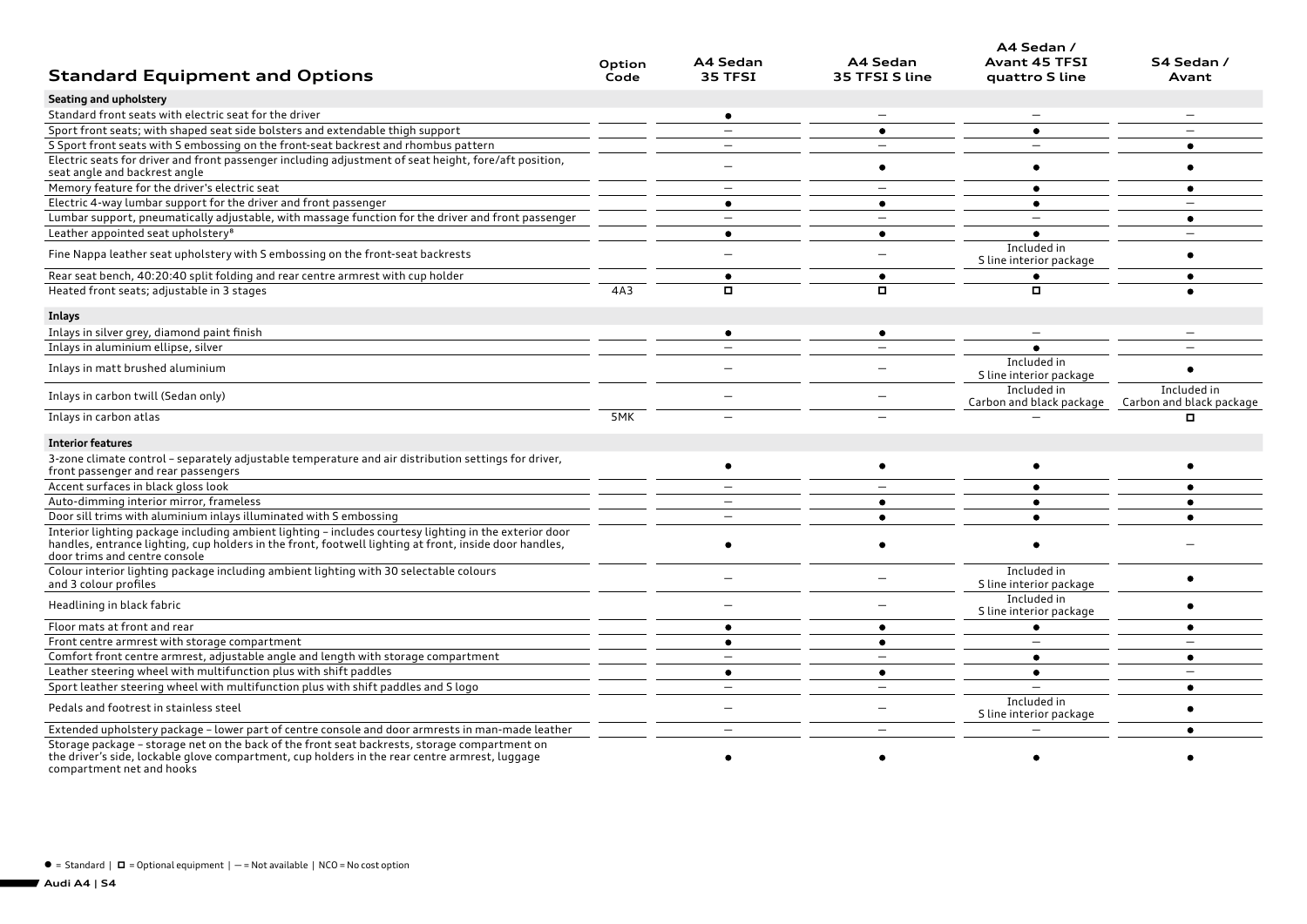## Standard Equipment and Options

| Standard Equipment and Options | Option Code | A4 Sedan 35 TFSI | A4 Sedan 35 TFSI S line | A4 Sedan / Avant 45 TFSI quattro S line | S4 Sedan / Avant |
|---|---|---|---|---|---|
| **Seating and upholstery** | | | | | |
| Standard front seats with electric seat for the driver | | ● | – | – | – |
| Sport front seats; with shaped seat side bolsters and extendable thigh support | | – | ● | ● | – |
| S Sport front seats with S embossing on the front-seat backrest and rhombus pattern | | – | – | – | ● |
| Electric seats for driver and front passenger including adjustment of seat height, fore/aft position, seat angle and backrest angle | | – | ● | ● | ● |
| Memory feature for the driver's electric seat | | – | – | ● | ● |
| Electric 4-way lumbar support for the driver and front passenger | | ● | ● | ● | – |
| Lumbar support, pneumatically adjustable, with massage function for the driver and front passenger | | – | – | – | ● |
| Leather appointed seat upholstery[8] | | ● | ● | ● | – |
| Fine Nappa leather seat upholstery with S embossing on the front-seat backrests | | – | – | Included in S line interior package | ● |
| Rear seat bench, 40:20:40 split folding and rear centre armrest with cup holder | | ● | ● | ● | ● |
| Heated front seats; adjustable in 3 stages | 4A3 | □ | □ | □ | ● |
| **Inlays** | | | | | |
| Inlays in silver grey, diamond paint finish | | ● | ● | – | – |
| Inlays in aluminium ellipse, silver | | – | – | ● | – |
| Inlays in matt brushed aluminium | | – | – | Included in S line interior package | ● |
| Inlays in carbon twill (Sedan only) | | – | – | Included in Carbon and black package | Included in Carbon and black package |
| Inlays in carbon atlas | 5MK | – | – | – | □ |
| **Interior features** | | | | | |
| 3-zone climate control – separately adjustable temperature and air distribution settings for driver, front passenger and rear passengers | | ● | ● | ● | ● |
| Accent surfaces in black gloss look | | – | – | ● | ● |
| Auto-dimming interior mirror, frameless | | – | ● | ● | ● |
| Door sill trims with aluminium inlays illuminated with S embossing | | – | ● | ● | ● |
| Interior lighting package including ambient lighting – includes courtesy lighting in the exterior door handles, entrance lighting, cup holders in the front, footwell lighting at front, inside door handles, door trims and centre console | | ● | ● | ● | – |
| Colour interior lighting package including ambient lighting with 30 selectable colours and 3 colour profiles | | – | – | Included in S line interior package | ● |
| Headlining in black fabric | | – | – | Included in S line interior package | ● |
| Floor mats at front and rear | | ● | ● | ● | ● |
| Front centre armrest with storage compartment | | ● | ● | – | – |
| Comfort front centre armrest, adjustable angle and length with storage compartment | | – | – | ● | ● |
| Leather steering wheel with multifunction plus with shift paddles | | ● | ● | ● | – |
| Sport leather steering wheel with multifunction plus with shift paddles and S logo | | – | – | – | ● |
| Pedals and footrest in stainless steel | | – | – | Included in S line interior package | ● |
| Extended upholstery package – lower part of centre console and door armrests in man-made leather | | – | – | – | ● |
| Storage package – storage net on the back of the front seat backrests, storage compartment on the driver's side, lockable glove compartment, cup holders in the rear centre armrest, luggage compartment net and hooks | | ● | ● | ● | ● |

● = Standard | □ = Optional equipment | – = Not available | NCO = No cost option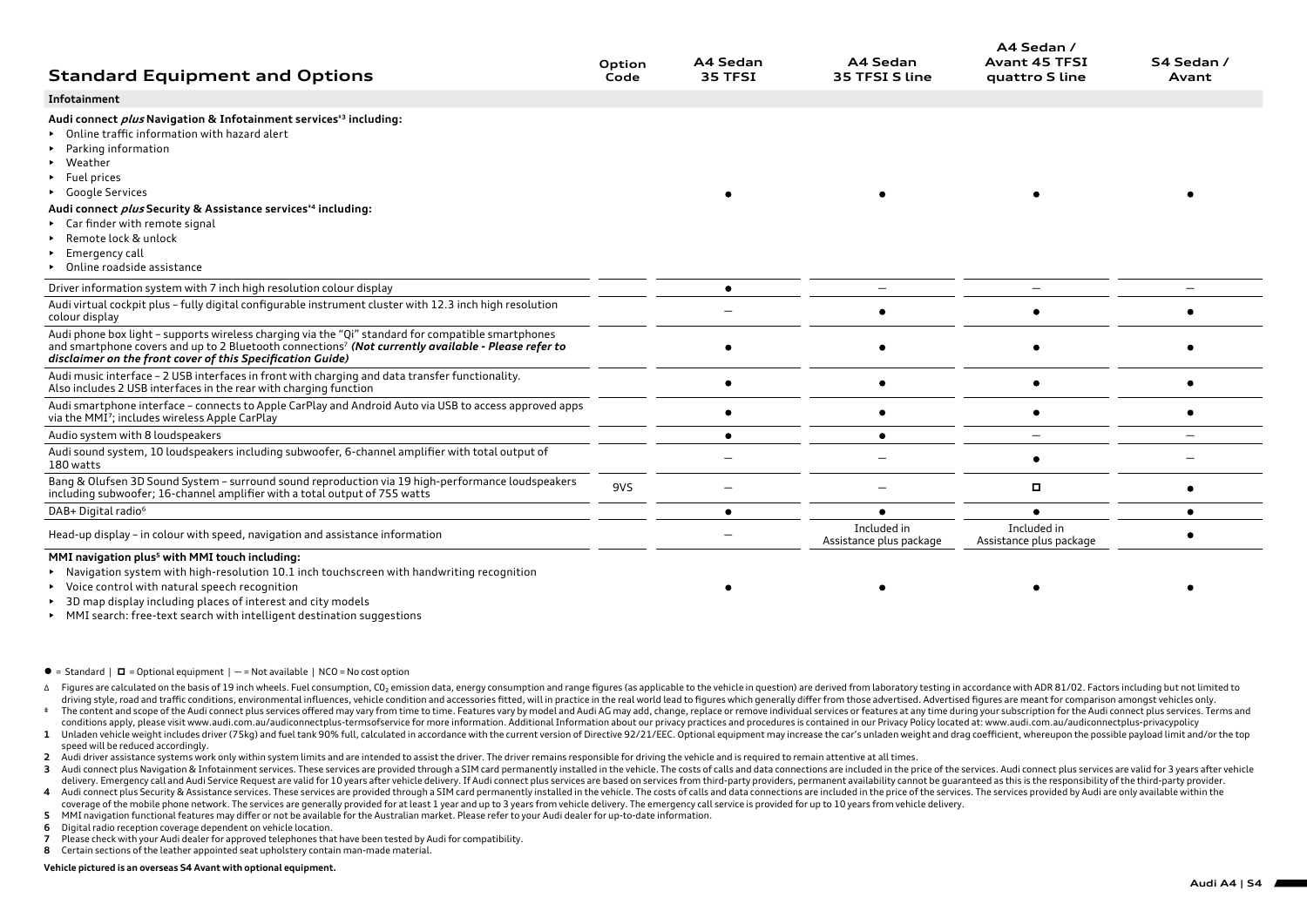| Standard Equipment and Options | Option Code | A4 Sedan 35 TFSI | A4 Sedan 35 TFSI S line | A4 Sedan / Avant 45 TFSI quattro S line | S4 Sedan / Avant |
|---|---|---|---|---|---|
| **Infotainment** | | | | | |
| **Audi connect *plus* Navigation & Infotainment services**‡[3] **including:**<br>▸ Online traffic information with hazard alert<br>▸ Parking information<br>▸ Weather<br>▸ Fuel prices<br>▸ Google Services<br>**Audi connect *plus* Security & Assistance services**‡[4] **including:**<br>▸ Car finder with remote signal<br>▸ Remote lock & unlock<br>▸ Emergency call<br>▸ Online roadside assistance | | ● | ● | ● | ● |
| Driver information system with 7 inch high resolution colour display | | ● | — | — | — |
| Audi virtual cockpit plus – fully digital configurable instrument cluster with 12.3 inch high resolution colour display | | — | ● | ● | ● |
| Audi phone box light – supports wireless charging via the "Qi" standard for compatible smartphones and smartphone covers and up to 2 Bluetooth connections[7] ***(Not currently available - Please refer to disclaimer on the front cover of this Specification Guide)*** | | ● | ● | ● | ● |
| Audi music interface – 2 USB interfaces in front with charging and data transfer functionality. Also includes 2 USB interfaces in the rear with charging function | | ● | ● | ● | ● |
| Audi smartphone interface – connects to Apple CarPlay and Android Auto via USB to access approved apps via the MMI[7]; includes wireless Apple CarPlay | | ● | ● | ● | ● |
| Audio system with 8 loudspeakers | | ● | ● | — | — |
| Audi sound system, 10 loudspeakers including subwoofer, 6-channel amplifier with total output of 180 watts | | — | — | ● | — |
| Bang & Olufsen 3D Sound System – surround sound reproduction via 19 high-performance loudspeakers including subwoofer; 16-channel amplifier with a total output of 755 watts | 9VS | — | — | ◘ | ● |
| DAB+ Digital radio[6] | | ● | ● | ● | ● |
| Head-up display – in colour with speed, navigation and assistance information | | — | Included in Assistance plus package | Included in Assistance plus package | ● |
| **MMI navigation plus[5] with MMI touch including:**<br>▸ Navigation system with high-resolution 10.1 inch touchscreen with handwriting recognition<br>▸ Voice control with natural speech recognition<br>▸ 3D map display including places of interest and city models<br>▸ MMI search: free-text search with intelligent destination suggestions | | ● | ● | ● | ● |

● = Standard | ◘ = Optional equipment | — = Not available | NCO = No cost option

Δ Figures are calculated on the basis of 19 inch wheels. Fuel consumption, $CO_2$ emission data, energy consumption and range figures (as applicable to the vehicle in question) are derived from laboratory testing in accordance with ADR 81/02. Factors including but not limited to driving style, road and traffic conditions, environmental influences, vehicle condition and accessories fitted, will in practice in the real world lead to figures which generally differ from those advertised. Advertised figures are meant for comparison amongst vehicles only.

‡ The content and scope of the Audi connect plus services offered may vary from time to time. Features vary by model and Audi AG may add, change, replace or remove individual services or features at any time during your subscription for the Audi connect plus services. Terms and conditions apply, please visit www.audi.com.au/audiconnectplus-termsofservice for more information. Additional Information about our privacy practices and procedures is contained in our Privacy Policy located at: www.audi.com.au/audiconnectplus-privacypolicy

1 Unladen vehicle weight includes driver (75kg) and fuel tank 90% full, calculated in accordance with the current version of Directive 92/21/EEC. Optional equipment may increase the car's unladen weight and drag coefficient, whereupon the possible payload limit and/or the top speed will be reduced accordingly.

2 Audi driver assistance systems work only within system limits and are intended to assist the driver. The driver remains responsible for driving the vehicle and is required to remain attentive at all times.

3 Audi connect plus Navigation & Infotainment services. These services are provided through a SIM card permanently installed in the vehicle. The costs of calls and data connections are included in the price of the services. Audi connect plus services are valid for 3 years after vehicle delivery. Emergency call and Audi Service Request are valid for 10 years after vehicle delivery. If Audi connect plus services are based on services from third-party providers, permanent availability cannot be guaranteed as this is the responsibility of the third-party provider.

4 Audi connect plus Security & Assistance services. These services are provided through a SIM card permanently installed in the vehicle. The costs of calls and data connections are included in the price of the services. The services provided by Audi are only available within the coverage of the mobile phone network. The services are generally provided for at least 1 year and up to 3 years from vehicle delivery. The emergency call service is provided for up to 10 years from vehicle delivery.

5 MMI navigation functional features may differ or not be available for the Australian market. Please refer to your Audi dealer for up-to-date information.

6 Digital radio reception coverage dependent on vehicle location.

7 Please check with your Audi dealer for approved telephones that have been tested by Audi for compatibility.

8 Certain sections of the leather appointed seat upholstery contain man-made material.

**Vehicle pictured is an overseas S4 Avant with optional equipment.**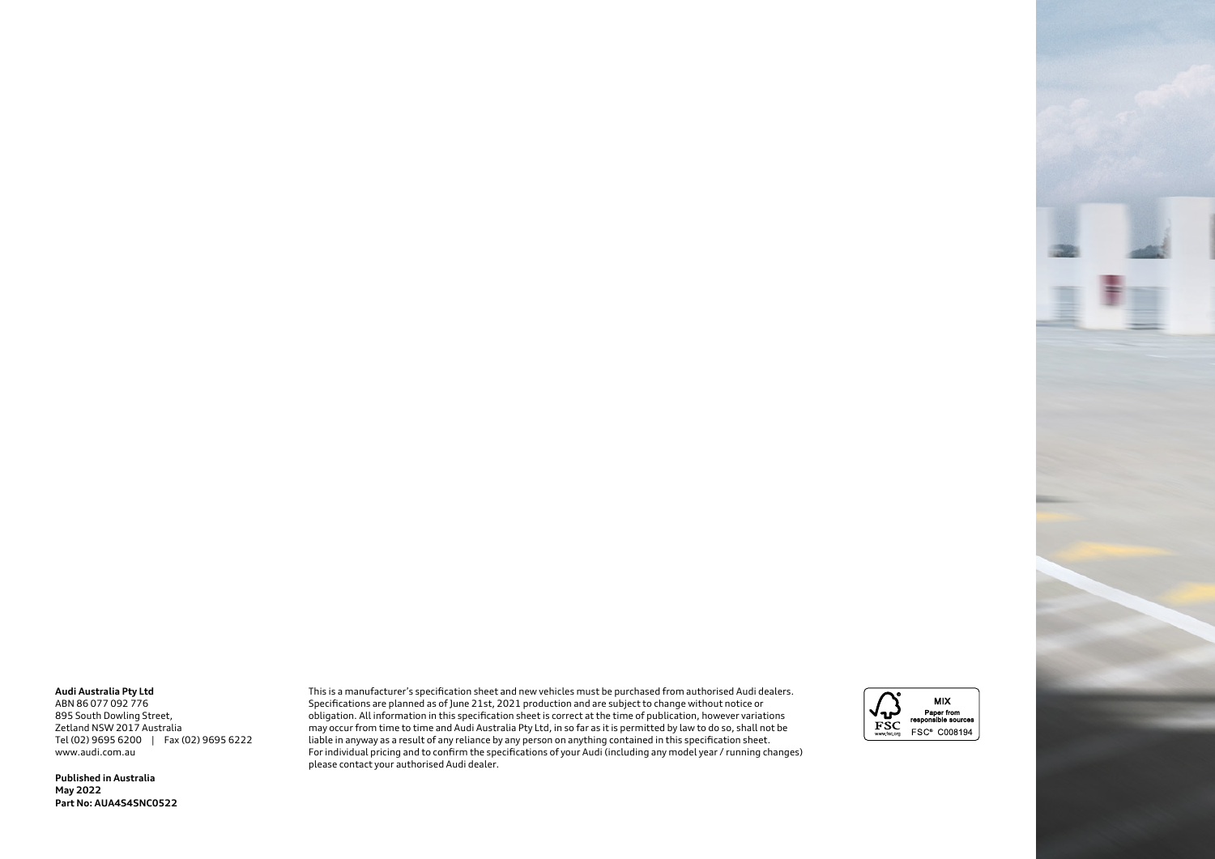**Audi Australia Pty Ltd**
ABN 86 077 092 776
895 South Dowling Street,
Zetland NSW 2017 Australia
Tel (02) 9695 6200 | Fax (02) 9695 6222
www.audi.com.au

**Published in Australia**
**May 2022**
**Part No: AUA4S4SNC0522**

This is a manufacturer's specification sheet and new vehicles must be purchased from authorised Audi dealers. Specifications are planned as of June 21st, 2021 production and are subject to change without notice or obligation. All information in this specification sheet is correct at the time of publication, however variations may occur from time to time and Audi Australia Pty Ltd, in so far as it is permitted by law to do so, shall not be liable in anyway as a result of any reliance by any person on anything contained in this specification sheet. For individual pricing and to confirm the specifications of your Audi (including any model year / running changes) please contact your authorised Audi dealer.

FSC
www.fsc.org
MIX
Paper from responsible sources
FSC® C008194